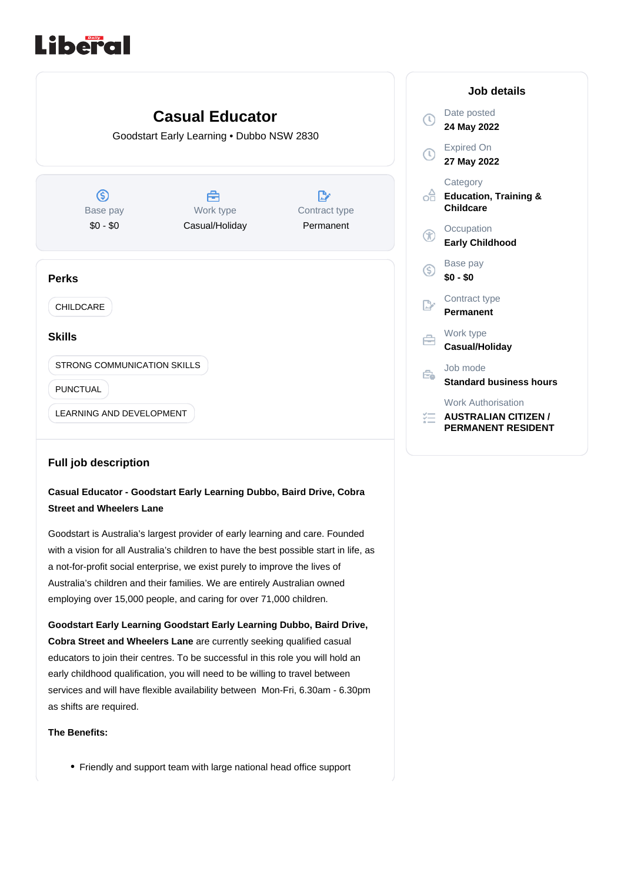# Casual Educator

Goodstart Early Learning • Dubbo NSW 2830

| Base pay | Work type | Contract type |
| --- | --- | --- |
| $0 - $0 | Casual/Holiday | Permanent |

## Perks

CHILDCARE

## Skills

STRONG COMMUNICATION SKILLS

PUNCTUAL

LEARNING AND DEVELOPMENT

## Full job description

**Casual Educator - Goodstart Early Learning Dubbo, Baird Drive, Cobra Street and Wheelers Lane**

Goodstart is Australia's largest provider of early learning and care. Founded with a vision for all Australia's children to have the best possible start in life, as a not-for-profit social enterprise, we exist purely to improve the lives of Australia's children and their families. We are entirely Australian owned employing over 15,000 people, and caring for over 71,000 children.

**Goodstart Early Learning Goodstart Early Learning Dubbo, Baird Drive, Cobra Street and Wheelers Lane** are currently seeking qualified casual educators to join their centres. To be successful in this role you will hold an early childhood qualification, you will need to be willing to travel between services and will have flexible availability between Mon-Fri, 6.30am - 6.30pm as shifts are required.

**The Benefits:**

- Friendly and support team with large national head office support

## Job details

**Date posted**
24 May 2022

**Expired On**
27 May 2022

**Category**
Education, Training & Childcare

**Occupation**
Early Childhood

**Base pay**
$0 - $0

**Contract type**
Permanent

**Work type**
Casual/Holiday

**Job mode**
Standard business hours

**Work Authorisation**
AUSTRALIAN CITIZEN / PERMANENT RESIDENT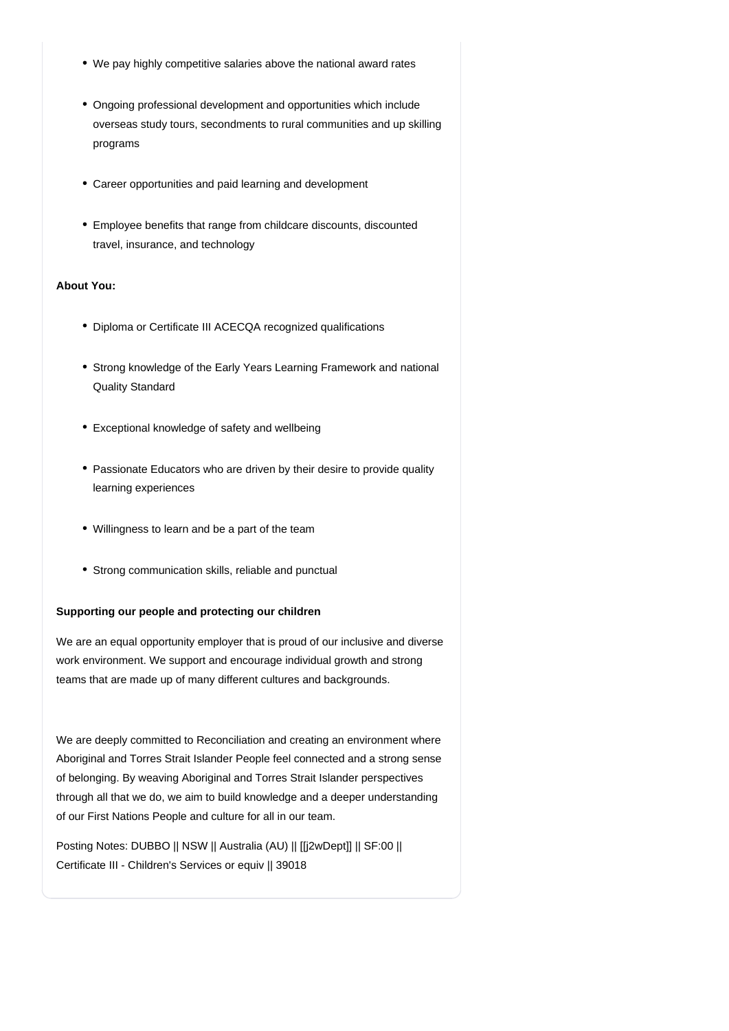- We pay highly competitive salaries above the national award rates
- Ongoing professional development and opportunities which include overseas study tours, secondments to rural communities and up skilling programs
- Career opportunities and paid learning and development
- Employee benefits that range from childcare discounts, discounted travel, insurance, and technology

**About You:**

- Diploma or Certificate III ACECQA recognized qualifications
- Strong knowledge of the Early Years Learning Framework and national Quality Standard
- Exceptional knowledge of safety and wellbeing
- Passionate Educators who are driven by their desire to provide quality learning experiences
- Willingness to learn and be a part of the team
- Strong communication skills, reliable and punctual

**Supporting our people and protecting our children**

We are an equal opportunity employer that is proud of our inclusive and diverse work environment. We support and encourage individual growth and strong teams that are made up of many different cultures and backgrounds.

We are deeply committed to Reconciliation and creating an environment where Aboriginal and Torres Strait Islander People feel connected and a strong sense of belonging. By weaving Aboriginal and Torres Strait Islander perspectives through all that we do, we aim to build knowledge and a deeper understanding of our First Nations People and culture for all in our team.

Posting Notes: DUBBO || NSW || Australia (AU) || [[j2wDept]] || SF:00 || Certificate III - Children's Services or equiv || 39018